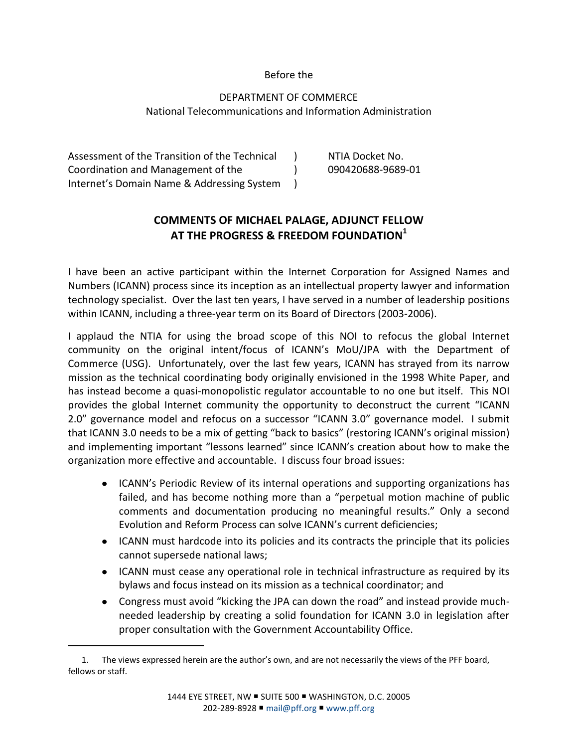Before the

DEPARTMENT OF COMMERCE
National Telecommunications and Information Administration

| | | |
|---|---|---|
| Assessment of the Transition of the Technical Coordination and Management of the Internet's Domain Name & Addressing System | ) ) ) | NTIA Docket No. 090420688-9689-01 |

## COMMENTS OF MICHAEL PALAGE, ADJUNCT FELLOW AT THE PROGRESS & FREEDOM FOUNDATION[1]

I have been an active participant within the Internet Corporation for Assigned Names and Numbers (ICANN) process since its inception as an intellectual property lawyer and information technology specialist. Over the last ten years, I have served in a number of leadership positions within ICANN, including a three-year term on its Board of Directors (2003-2006).

I applaud the NTIA for using the broad scope of this NOI to refocus the global Internet community on the original intent/focus of ICANN's MoU/JPA with the Department of Commerce (USG). Unfortunately, over the last few years, ICANN has strayed from its narrow mission as the technical coordinating body originally envisioned in the 1998 White Paper, and has instead become a quasi-monopolistic regulator accountable to no one but itself. This NOI provides the global Internet community the opportunity to deconstruct the current "ICANN 2.0" governance model and refocus on a successor "ICANN 3.0" governance model. I submit that ICANN 3.0 needs to be a mix of getting "back to basics" (restoring ICANN's original mission) and implementing important "lessons learned" since ICANN's creation about how to make the organization more effective and accountable. I discuss four broad issues:

- ICANN's Periodic Review of its internal operations and supporting organizations has failed, and has become nothing more than a "perpetual motion machine of public comments and documentation producing no meaningful results." Only a second Evolution and Reform Process can solve ICANN's current deficiencies;
- ICANN must hardcode into its policies and its contracts the principle that its policies cannot supersede national laws;
- ICANN must cease any operational role in technical infrastructure as required by its bylaws and focus instead on its mission as a technical coordinator; and
- Congress must avoid "kicking the JPA can down the road" and instead provide much-needed leadership by creating a solid foundation for ICANN 3.0 in legislation after proper consultation with the Government Accountability Office.

---

1. The views expressed herein are the author's own, and are not necessarily the views of the PFF board, fellows or staff.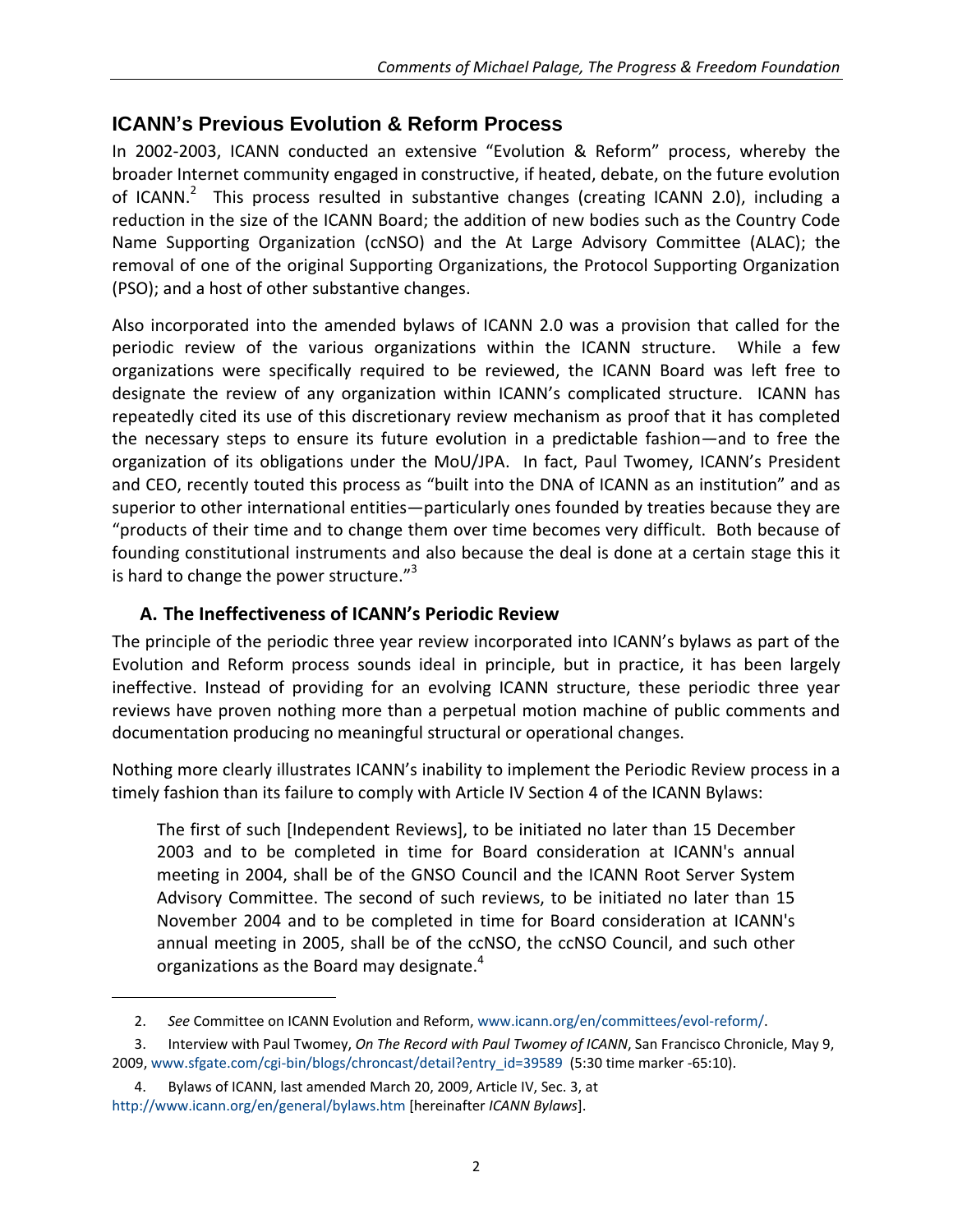## ICANN's Previous Evolution & Reform Process

In 2002-2003, ICANN conducted an extensive "Evolution & Reform" process, whereby the broader Internet community engaged in constructive, if heated, debate, on the future evolution of ICANN.[2] This process resulted in substantive changes (creating ICANN 2.0), including a reduction in the size of the ICANN Board; the addition of new bodies such as the Country Code Name Supporting Organization (ccNSO) and the At Large Advisory Committee (ALAC); the removal of one of the original Supporting Organizations, the Protocol Supporting Organization (PSO); and a host of other substantive changes.

Also incorporated into the amended bylaws of ICANN 2.0 was a provision that called for the periodic review of the various organizations within the ICANN structure. While a few organizations were specifically required to be reviewed, the ICANN Board was left free to designate the review of any organization within ICANN's complicated structure. ICANN has repeatedly cited its use of this discretionary review mechanism as proof that it has completed the necessary steps to ensure its future evolution in a predictable fashion—and to free the organization of its obligations under the MoU/JPA. In fact, Paul Twomey, ICANN's President and CEO, recently touted this process as "built into the DNA of ICANN as an institution" and as superior to other international entities—particularly ones founded by treaties because they are "products of their time and to change them over time becomes very difficult. Both because of founding constitutional instruments and also because the deal is done at a certain stage this it is hard to change the power structure."[3]

### A. The Ineffectiveness of ICANN's Periodic Review

The principle of the periodic three year review incorporated into ICANN's bylaws as part of the Evolution and Reform process sounds ideal in principle, but in practice, it has been largely ineffective. Instead of providing for an evolving ICANN structure, these periodic three year reviews have proven nothing more than a perpetual motion machine of public comments and documentation producing no meaningful structural or operational changes.

Nothing more clearly illustrates ICANN's inability to implement the Periodic Review process in a timely fashion than its failure to comply with Article IV Section 4 of the ICANN Bylaws:

> The first of such [Independent Reviews], to be initiated no later than 15 December 2003 and to be completed in time for Board consideration at ICANN's annual meeting in 2004, shall be of the GNSO Council and the ICANN Root Server System Advisory Committee. The second of such reviews, to be initiated no later than 15 November 2004 and to be completed in time for Board consideration at ICANN's annual meeting in 2005, shall be of the ccNSO, the ccNSO Council, and such other organizations as the Board may designate.[4]

---

2. *See* Committee on ICANN Evolution and Reform, www.icann.org/en/committees/evol-reform/.

3. Interview with Paul Twomey, *On The Record with Paul Twomey of ICANN*, San Francisco Chronicle, May 9, 2009, www.sfgate.com/cgi-bin/blogs/chroncast/detail?entry_id=39589 (5:30 time marker -65:10).

4. Bylaws of ICANN, last amended March 20, 2009, Article IV, Sec. 3, at http://www.icann.org/en/general/bylaws.htm [hereinafter *ICANN Bylaws*].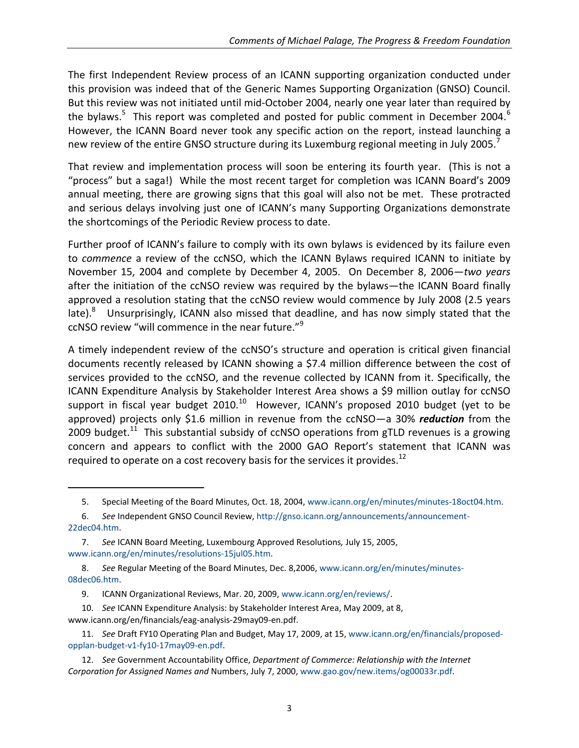The first Independent Review process of an ICANN supporting organization conducted under this provision was indeed that of the Generic Names Supporting Organization (GNSO) Council. But this review was not initiated until mid-October 2004, nearly one year later than required by the bylaws.[5] This report was completed and posted for public comment in December 2004.[6] However, the ICANN Board never took any specific action on the report, instead launching a new review of the entire GNSO structure during its Luxemburg regional meeting in July 2005.[7]

That review and implementation process will soon be entering its fourth year. (This is not a "process" but a saga!) While the most recent target for completion was ICANN Board's 2009 annual meeting, there are growing signs that this goal will also not be met. These protracted and serious delays involving just one of ICANN's many Supporting Organizations demonstrate the shortcomings of the Periodic Review process to date.

Further proof of ICANN's failure to comply with its own bylaws is evidenced by its failure even to *commence* a review of the ccNSO, which the ICANN Bylaws required ICANN to initiate by November 15, 2004 and complete by December 4, 2005. On December 8, 2006—*two years* after the initiation of the ccNSO review was required by the bylaws—the ICANN Board finally approved a resolution stating that the ccNSO review would commence by July 2008 (2.5 years late).[8] Unsurprisingly, ICANN also missed that deadline, and has now simply stated that the ccNSO review "will commence in the near future."[9]

A timely independent review of the ccNSO's structure and operation is critical given financial documents recently released by ICANN showing a $7.4 million difference between the cost of services provided to the ccNSO, and the revenue collected by ICANN from it. Specifically, the ICANN Expenditure Analysis by Stakeholder Interest Area shows a $9 million outlay for ccNSO support in fiscal year budget 2010.[10] However, ICANN's proposed 2010 budget (yet to be approved) projects only $1.6 million in revenue from the ccNSO—a 30% ***reduction*** from the 2009 budget.[11] This substantial subsidy of ccNSO operations from gTLD revenues is a growing concern and appears to conflict with the 2000 GAO Report's statement that ICANN was required to operate on a cost recovery basis for the services it provides.[12]

---

5. Special Meeting of the Board Minutes, Oct. 18, 2004, www.icann.org/en/minutes/minutes-18oct04.htm.

6. *See* Independent GNSO Council Review, http://gnso.icann.org/announcements/announcement-22dec04.htm.

7. *See* ICANN Board Meeting, Luxembourg Approved Resolutions, July 15, 2005, www.icann.org/en/minutes/resolutions-15jul05.htm.

8. *See* Regular Meeting of the Board Minutes, Dec. 8,2006, www.icann.org/en/minutes/minutes-08dec06.htm.

9. ICANN Organizational Reviews, Mar. 20, 2009, www.icann.org/en/reviews/.

10. *See* ICANN Expenditure Analysis: by Stakeholder Interest Area, May 2009, at 8, www.icann.org/en/financials/eag-analysis-29may09-en.pdf.

11. *See* Draft FY10 Operating Plan and Budget, May 17, 2009, at 15, www.icann.org/en/financials/proposed-opplan-budget-v1-fy10-17may09-en.pdf.

12. *See* Government Accountability Office, *Department of Commerce: Relationship with the Internet Corporation for Assigned Names and* Numbers, July 7, 2000, www.gao.gov/new.items/og00033r.pdf.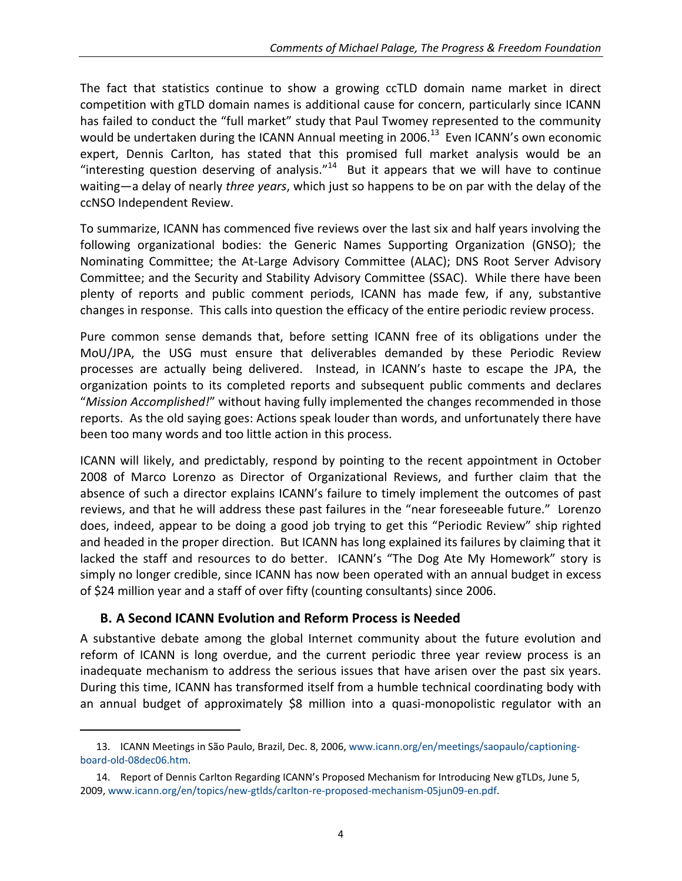The fact that statistics continue to show a growing ccTLD domain name market in direct competition with gTLD domain names is additional cause for concern, particularly since ICANN has failed to conduct the "full market" study that Paul Twomey represented to the community would be undertaken during the ICANN Annual meeting in 2006.[13] Even ICANN's own economic expert, Dennis Carlton, has stated that this promised full market analysis would be an "interesting question deserving of analysis."[14] But it appears that we will have to continue waiting—a delay of nearly *three years*, which just so happens to be on par with the delay of the ccNSO Independent Review.

To summarize, ICANN has commenced five reviews over the last six and half years involving the following organizational bodies: the Generic Names Supporting Organization (GNSO); the Nominating Committee; the At-Large Advisory Committee (ALAC); DNS Root Server Advisory Committee; and the Security and Stability Advisory Committee (SSAC). While there have been plenty of reports and public comment periods, ICANN has made few, if any, substantive changes in response. This calls into question the efficacy of the entire periodic review process.

Pure common sense demands that, before setting ICANN free of its obligations under the MoU/JPA, the USG must ensure that deliverables demanded by these Periodic Review processes are actually being delivered. Instead, in ICANN's haste to escape the JPA, the organization points to its completed reports and subsequent public comments and declares "*Mission Accomplished!*" without having fully implemented the changes recommended in those reports. As the old saying goes: Actions speak louder than words, and unfortunately there have been too many words and too little action in this process.

ICANN will likely, and predictably, respond by pointing to the recent appointment in October 2008 of Marco Lorenzo as Director of Organizational Reviews, and further claim that the absence of such a director explains ICANN's failure to timely implement the outcomes of past reviews, and that he will address these past failures in the "near foreseeable future." Lorenzo does, indeed, appear to be doing a good job trying to get this "Periodic Review" ship righted and headed in the proper direction. But ICANN has long explained its failures by claiming that it lacked the staff and resources to do better. ICANN's "The Dog Ate My Homework" story is simply no longer credible, since ICANN has now been operated with an annual budget in excess of $24 million year and a staff of over fifty (counting consultants) since 2006.

### B. A Second ICANN Evolution and Reform Process is Needed

A substantive debate among the global Internet community about the future evolution and reform of ICANN is long overdue, and the current periodic three year review process is an inadequate mechanism to address the serious issues that have arisen over the past six years. During this time, ICANN has transformed itself from a humble technical coordinating body with an annual budget of approximately $8 million into a quasi-monopolistic regulator with an

---

13. ICANN Meetings in São Paulo, Brazil, Dec. 8, 2006, www.icann.org/en/meetings/saopaulo/captioning-board-old-08dec06.htm.

14. Report of Dennis Carlton Regarding ICANN's Proposed Mechanism for Introducing New gTLDs, June 5, 2009, www.icann.org/en/topics/new-gtlds/carlton-re-proposed-mechanism-05jun09-en.pdf.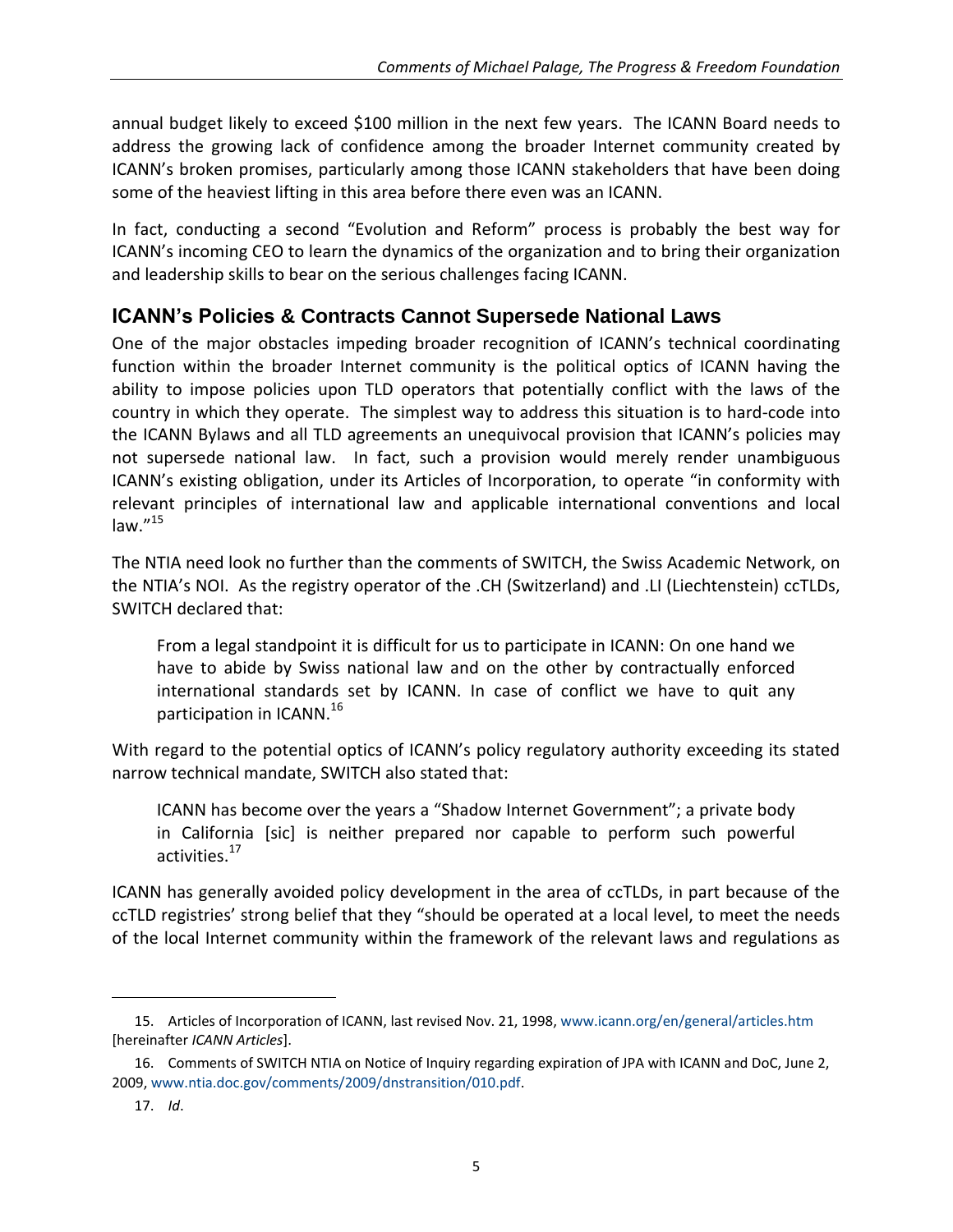annual budget likely to exceed $100 million in the next few years. The ICANN Board needs to address the growing lack of confidence among the broader Internet community created by ICANN's broken promises, particularly among those ICANN stakeholders that have been doing some of the heaviest lifting in this area before there even was an ICANN.

In fact, conducting a second "Evolution and Reform" process is probably the best way for ICANN's incoming CEO to learn the dynamics of the organization and to bring their organization and leadership skills to bear on the serious challenges facing ICANN.

## ICANN's Policies & Contracts Cannot Supersede National Laws

One of the major obstacles impeding broader recognition of ICANN's technical coordinating function within the broader Internet community is the political optics of ICANN having the ability to impose policies upon TLD operators that potentially conflict with the laws of the country in which they operate. The simplest way to address this situation is to hard-code into the ICANN Bylaws and all TLD agreements an unequivocal provision that ICANN's policies may not supersede national law. In fact, such a provision would merely render unambiguous ICANN's existing obligation, under its Articles of Incorporation, to operate "in conformity with relevant principles of international law and applicable international conventions and local law."[15]

The NTIA need look no further than the comments of SWITCH, the Swiss Academic Network, on the NTIA's NOI. As the registry operator of the .CH (Switzerland) and .LI (Liechtenstein) ccTLDs, SWITCH declared that:

> From a legal standpoint it is difficult for us to participate in ICANN: On one hand we have to abide by Swiss national law and on the other by contractually enforced international standards set by ICANN. In case of conflict we have to quit any participation in ICANN.[16]

With regard to the potential optics of ICANN's policy regulatory authority exceeding its stated narrow technical mandate, SWITCH also stated that:

> ICANN has become over the years a "Shadow Internet Government"; a private body in California [sic] is neither prepared nor capable to perform such powerful activities.[17]

ICANN has generally avoided policy development in the area of ccTLDs, in part because of the ccTLD registries' strong belief that they "should be operated at a local level, to meet the needs of the local Internet community within the framework of the relevant laws and regulations as

---

15. Articles of Incorporation of ICANN, last revised Nov. 21, 1998, www.icann.org/en/general/articles.htm [hereinafter *ICANN Articles*].

16. Comments of SWITCH NTIA on Notice of Inquiry regarding expiration of JPA with ICANN and DoC, June 2, 2009, www.ntia.doc.gov/comments/2009/dnstransition/010.pdf.

17. *Id*.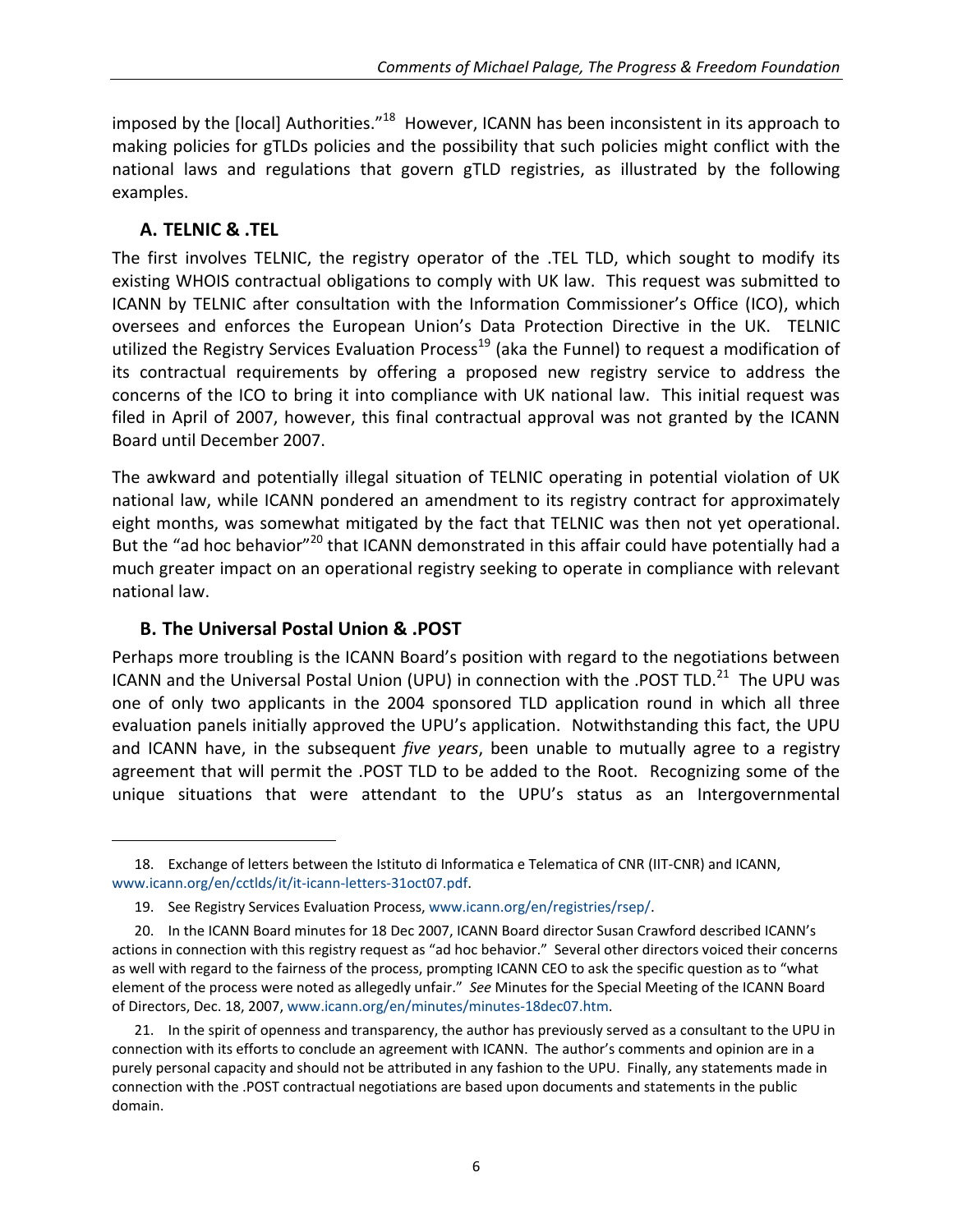imposed by the [local] Authorities."[18] However, ICANN has been inconsistent in its approach to making policies for gTLDs policies and the possibility that such policies might conflict with the national laws and regulations that govern gTLD registries, as illustrated by the following examples.

### A. TELNIC & .TEL

The first involves TELNIC, the registry operator of the .TEL TLD, which sought to modify its existing WHOIS contractual obligations to comply with UK law. This request was submitted to ICANN by TELNIC after consultation with the Information Commissioner's Office (ICO), which oversees and enforces the European Union's Data Protection Directive in the UK. TELNIC utilized the Registry Services Evaluation Process[19] (aka the Funnel) to request a modification of its contractual requirements by offering a proposed new registry service to address the concerns of the ICO to bring it into compliance with UK national law. This initial request was filed in April of 2007, however, this final contractual approval was not granted by the ICANN Board until December 2007.

The awkward and potentially illegal situation of TELNIC operating in potential violation of UK national law, while ICANN pondered an amendment to its registry contract for approximately eight months, was somewhat mitigated by the fact that TELNIC was then not yet operational. But the "ad hoc behavior"[20] that ICANN demonstrated in this affair could have potentially had a much greater impact on an operational registry seeking to operate in compliance with relevant national law.

### B. The Universal Postal Union & .POST

Perhaps more troubling is the ICANN Board's position with regard to the negotiations between ICANN and the Universal Postal Union (UPU) in connection with the .POST TLD.[21] The UPU was one of only two applicants in the 2004 sponsored TLD application round in which all three evaluation panels initially approved the UPU's application. Notwithstanding this fact, the UPU and ICANN have, in the subsequent *five years*, been unable to mutually agree to a registry agreement that will permit the .POST TLD to be added to the Root. Recognizing some of the unique situations that were attendant to the UPU's status as an Intergovernmental

---

18. Exchange of letters between the Istituto di Informatica e Telematica of CNR (IIT-CNR) and ICANN, www.icann.org/en/cctlds/it/it-icann-letters-31oct07.pdf.

19. See Registry Services Evaluation Process, www.icann.org/en/registries/rsep/.

20. In the ICANN Board minutes for 18 Dec 2007, ICANN Board director Susan Crawford described ICANN's actions in connection with this registry request as "ad hoc behavior." Several other directors voiced their concerns as well with regard to the fairness of the process, prompting ICANN CEO to ask the specific question as to "what element of the process were noted as allegedly unfair." *See* Minutes for the Special Meeting of the ICANN Board of Directors, Dec. 18, 2007, www.icann.org/en/minutes/minutes-18dec07.htm.

21. In the spirit of openness and transparency, the author has previously served as a consultant to the UPU in connection with its efforts to conclude an agreement with ICANN. The author's comments and opinion are in a purely personal capacity and should not be attributed in any fashion to the UPU. Finally, any statements made in connection with the .POST contractual negotiations are based upon documents and statements in the public domain.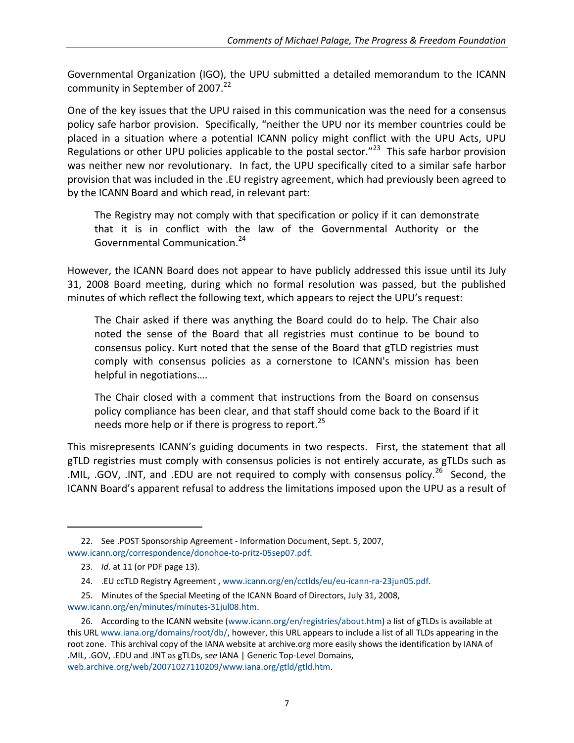Governmental Organization (IGO), the UPU submitted a detailed memorandum to the ICANN community in September of 2007.[22]

One of the key issues that the UPU raised in this communication was the need for a consensus policy safe harbor provision. Specifically, "neither the UPU nor its member countries could be placed in a situation where a potential ICANN policy might conflict with the UPU Acts, UPU Regulations or other UPU policies applicable to the postal sector."[23] This safe harbor provision was neither new nor revolutionary. In fact, the UPU specifically cited to a similar safe harbor provision that was included in the .EU registry agreement, which had previously been agreed to by the ICANN Board and which read, in relevant part:

> The Registry may not comply with that specification or policy if it can demonstrate that it is in conflict with the law of the Governmental Authority or the Governmental Communication.[24]

However, the ICANN Board does not appear to have publicly addressed this issue until its July 31, 2008 Board meeting, during which no formal resolution was passed, but the published minutes of which reflect the following text, which appears to reject the UPU's request:

> The Chair asked if there was anything the Board could do to help. The Chair also noted the sense of the Board that all registries must continue to be bound to consensus policy. Kurt noted that the sense of the Board that gTLD registries must comply with consensus policies as a cornerstone to ICANN's mission has been helpful in negotiations….
>
> The Chair closed with a comment that instructions from the Board on consensus policy compliance has been clear, and that staff should come back to the Board if it needs more help or if there is progress to report.[25]

This misrepresents ICANN's guiding documents in two respects. First, the statement that all gTLD registries must comply with consensus policies is not entirely accurate, as gTLDs such as .MIL, .GOV, .INT, and .EDU are not required to comply with consensus policy.[26] Second, the ICANN Board's apparent refusal to address the limitations imposed upon the UPU as a result of

---

22. See .POST Sponsorship Agreement - Information Document, Sept. 5, 2007, www.icann.org/correspondence/donohoe-to-pritz-05sep07.pdf.

23. *Id*. at 11 (or PDF page 13).

24. .EU ccTLD Registry Agreement , www.icann.org/en/cctlds/eu/eu-icann-ra-23jun05.pdf.

25. Minutes of the Special Meeting of the ICANN Board of Directors, July 31, 2008, www.icann.org/en/minutes/minutes-31jul08.htm.

26. According to the ICANN website (www.icann.org/en/registries/about.htm) a list of gTLDs is available at this URL www.iana.org/domains/root/db/, however, this URL appears to include a list of all TLDs appearing in the root zone. This archival copy of the IANA website at archive.org more easily shows the identification by IANA of .MIL, .GOV, .EDU and .INT as gTLDs, *see* IANA | Generic Top-Level Domains, web.archive.org/web/20071027110209/www.iana.org/gtld/gtld.htm.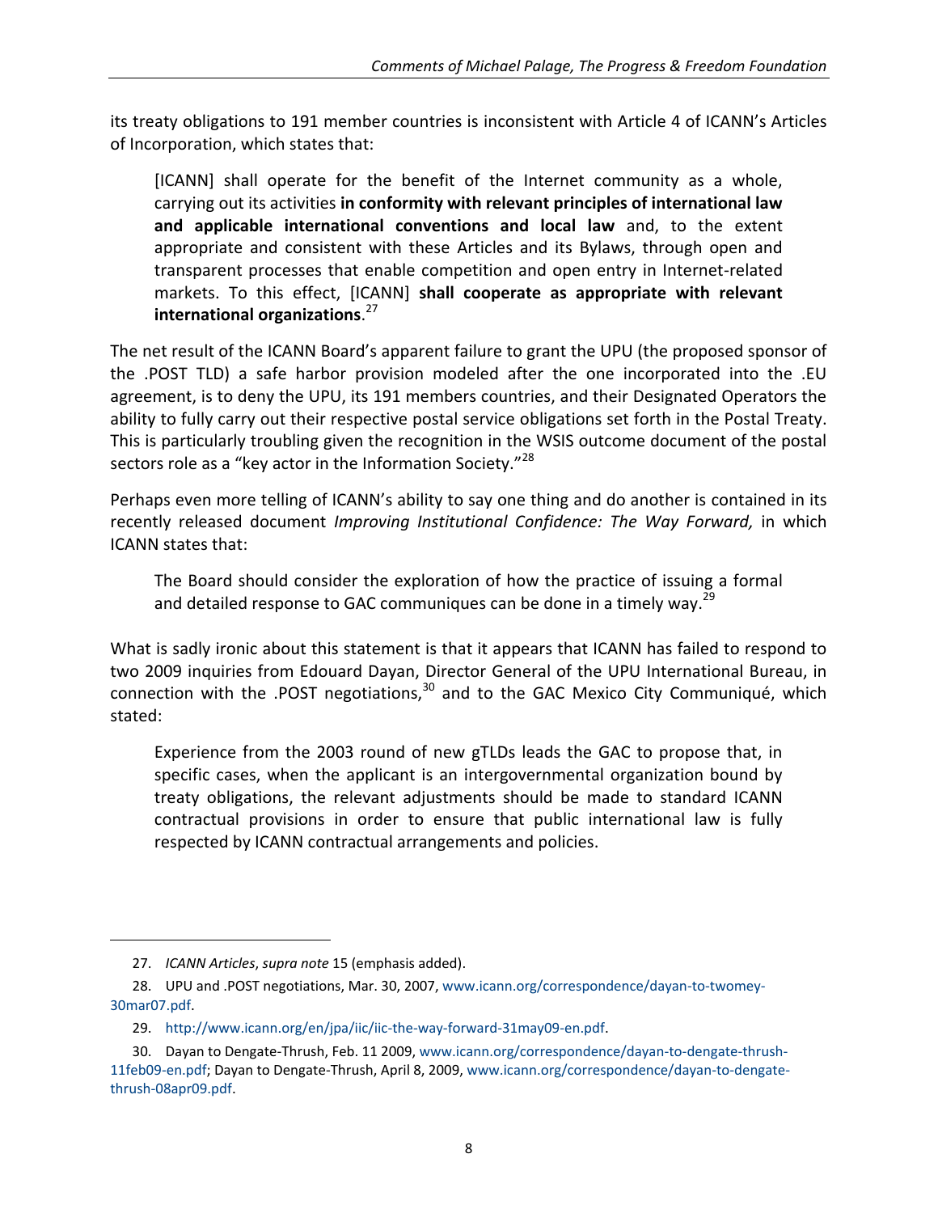its treaty obligations to 191 member countries is inconsistent with Article 4 of ICANN's Articles of Incorporation, which states that:

> [ICANN] shall operate for the benefit of the Internet community as a whole, carrying out its activities **in conformity with relevant principles of international law and applicable international conventions and local law** and, to the extent appropriate and consistent with these Articles and its Bylaws, through open and transparent processes that enable competition and open entry in Internet-related markets. To this effect, [ICANN] **shall cooperate as appropriate with relevant international organizations**.[27]

The net result of the ICANN Board's apparent failure to grant the UPU (the proposed sponsor of the .POST TLD) a safe harbor provision modeled after the one incorporated into the .EU agreement, is to deny the UPU, its 191 members countries, and their Designated Operators the ability to fully carry out their respective postal service obligations set forth in the Postal Treaty. This is particularly troubling given the recognition in the WSIS outcome document of the postal sectors role as a "key actor in the Information Society."[28]

Perhaps even more telling of ICANN's ability to say one thing and do another is contained in its recently released document *Improving Institutional Confidence: The Way Forward,* in which ICANN states that:

> The Board should consider the exploration of how the practice of issuing a formal and detailed response to GAC communiques can be done in a timely way.[29]

What is sadly ironic about this statement is that it appears that ICANN has failed to respond to two 2009 inquiries from Edouard Dayan, Director General of the UPU International Bureau, in connection with the .POST negotiations,[30] and to the GAC Mexico City Communiqué, which stated:

> Experience from the 2003 round of new gTLDs leads the GAC to propose that, in specific cases, when the applicant is an intergovernmental organization bound by treaty obligations, the relevant adjustments should be made to standard ICANN contractual provisions in order to ensure that public international law is fully respected by ICANN contractual arrangements and policies.

---

27. *ICANN Articles*, *supra note* 15 (emphasis added).

28. UPU and .POST negotiations, Mar. 30, 2007, www.icann.org/correspondence/dayan-to-twomey-30mar07.pdf.

29. http://www.icann.org/en/jpa/iic/iic-the-way-forward-31may09-en.pdf.

30. Dayan to Dengate-Thrush, Feb. 11 2009, www.icann.org/correspondence/dayan-to-dengate-thrush-11feb09-en.pdf; Dayan to Dengate-Thrush, April 8, 2009, www.icann.org/correspondence/dayan-to-dengate-thrush-08apr09.pdf.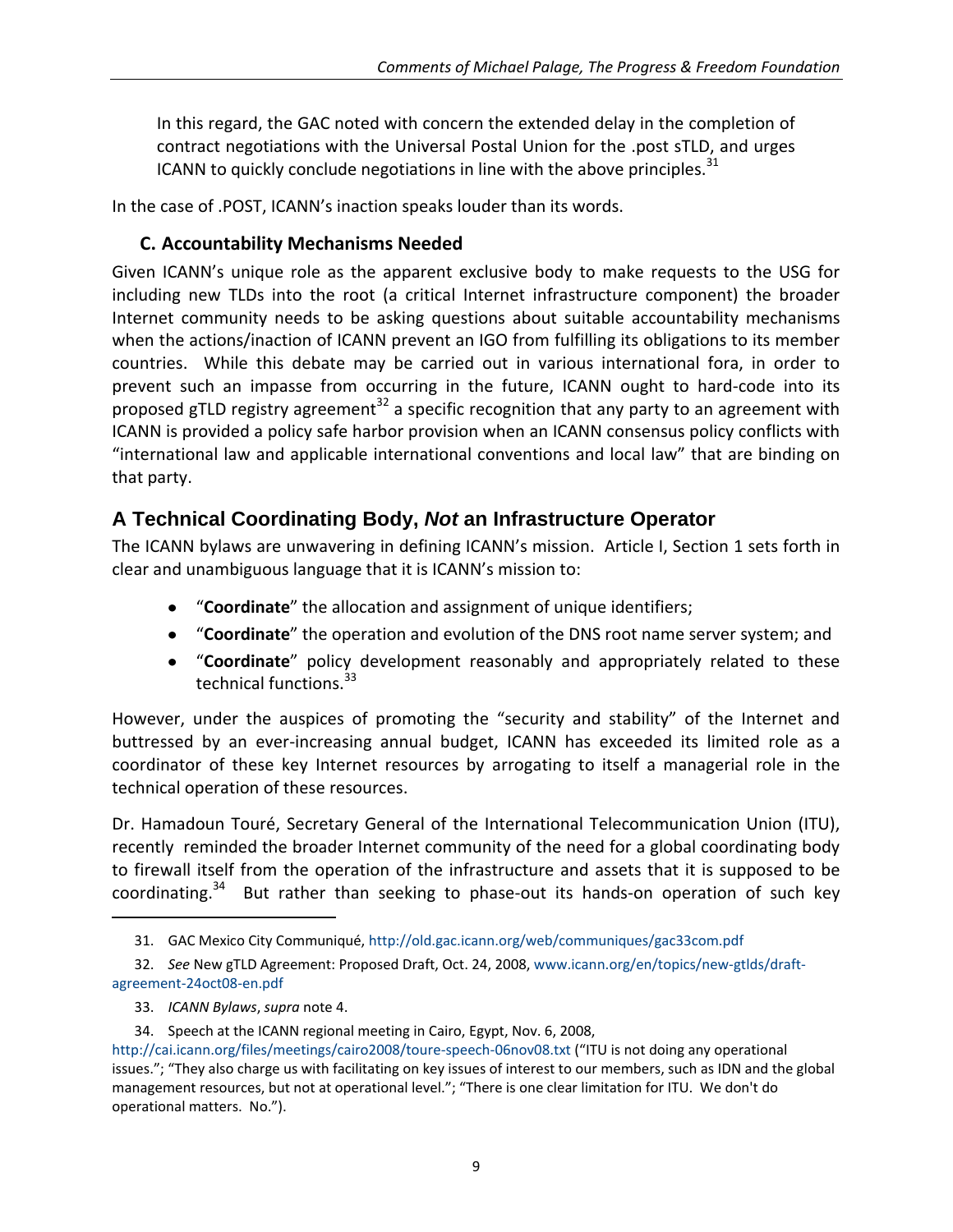> In this regard, the GAC noted with concern the extended delay in the completion of contract negotiations with the Universal Postal Union for the .post sTLD, and urges ICANN to quickly conclude negotiations in line with the above principles.[31]

In the case of .POST, ICANN's inaction speaks louder than its words.

### C. Accountability Mechanisms Needed

Given ICANN's unique role as the apparent exclusive body to make requests to the USG for including new TLDs into the root (a critical Internet infrastructure component) the broader Internet community needs to be asking questions about suitable accountability mechanisms when the actions/inaction of ICANN prevent an IGO from fulfilling its obligations to its member countries. While this debate may be carried out in various international fora, in order to prevent such an impasse from occurring in the future, ICANN ought to hard-code into its proposed gTLD registry agreement[32] a specific recognition that any party to an agreement with ICANN is provided a policy safe harbor provision when an ICANN consensus policy conflicts with "international law and applicable international conventions and local law" that are binding on that party.

## A Technical Coordinating Body, *Not* an Infrastructure Operator

The ICANN bylaws are unwavering in defining ICANN's mission. Article I, Section 1 sets forth in clear and unambiguous language that it is ICANN's mission to:

- "**Coordinate**" the allocation and assignment of unique identifiers;
- "**Coordinate**" the operation and evolution of the DNS root name server system; and
- "**Coordinate**" policy development reasonably and appropriately related to these technical functions.[33]

However, under the auspices of promoting the "security and stability" of the Internet and buttressed by an ever-increasing annual budget, ICANN has exceeded its limited role as a coordinator of these key Internet resources by arrogating to itself a managerial role in the technical operation of these resources.

Dr. Hamadoun Touré, Secretary General of the International Telecommunication Union (ITU), recently reminded the broader Internet community of the need for a global coordinating body to firewall itself from the operation of the infrastructure and assets that it is supposed to be coordinating.[34] But rather than seeking to phase-out its hands-on operation of such key

---

31. GAC Mexico City Communiqué, http://old.gac.icann.org/web/communiques/gac33com.pdf

32. *See* New gTLD Agreement: Proposed Draft, Oct. 24, 2008, www.icann.org/en/topics/new-gtlds/draft-agreement-24oct08-en.pdf

33. *ICANN Bylaws*, *supra* note 4.

34. Speech at the ICANN regional meeting in Cairo, Egypt, Nov. 6, 2008, http://cai.icann.org/files/meetings/cairo2008/toure-speech-06nov08.txt ("ITU is not doing any operational issues."; "They also charge us with facilitating on key issues of interest to our members, such as IDN and the global management resources, but not at operational level."; "There is one clear limitation for ITU. We don't do operational matters. No.").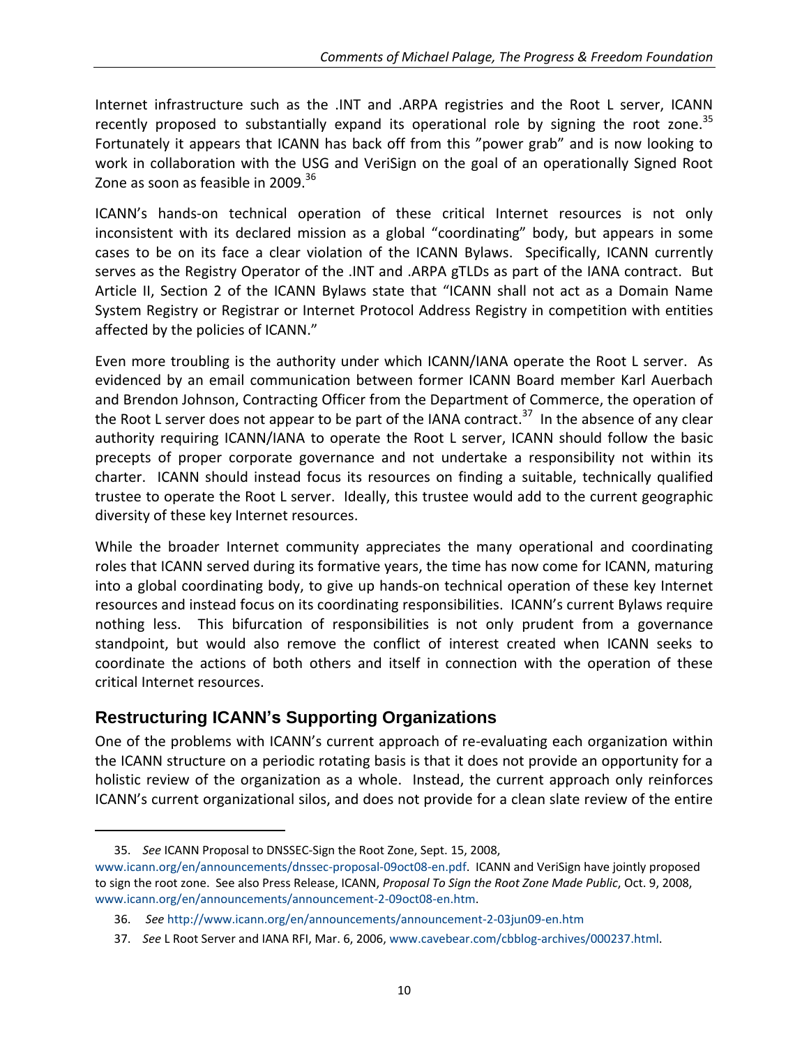Internet infrastructure such as the .INT and .ARPA registries and the Root L server, ICANN recently proposed to substantially expand its operational role by signing the root zone.[35] Fortunately it appears that ICANN has back off from this "power grab" and is now looking to work in collaboration with the USG and VeriSign on the goal of an operationally Signed Root Zone as soon as feasible in 2009.[36]

ICANN's hands-on technical operation of these critical Internet resources is not only inconsistent with its declared mission as a global "coordinating" body, but appears in some cases to be on its face a clear violation of the ICANN Bylaws. Specifically, ICANN currently serves as the Registry Operator of the .INT and .ARPA gTLDs as part of the IANA contract. But Article II, Section 2 of the ICANN Bylaws state that "ICANN shall not act as a Domain Name System Registry or Registrar or Internet Protocol Address Registry in competition with entities affected by the policies of ICANN."

Even more troubling is the authority under which ICANN/IANA operate the Root L server. As evidenced by an email communication between former ICANN Board member Karl Auerbach and Brendon Johnson, Contracting Officer from the Department of Commerce, the operation of the Root L server does not appear to be part of the IANA contract.[37] In the absence of any clear authority requiring ICANN/IANA to operate the Root L server, ICANN should follow the basic precepts of proper corporate governance and not undertake a responsibility not within its charter. ICANN should instead focus its resources on finding a suitable, technically qualified trustee to operate the Root L server. Ideally, this trustee would add to the current geographic diversity of these key Internet resources.

While the broader Internet community appreciates the many operational and coordinating roles that ICANN served during its formative years, the time has now come for ICANN, maturing into a global coordinating body, to give up hands-on technical operation of these key Internet resources and instead focus on its coordinating responsibilities. ICANN's current Bylaws require nothing less. This bifurcation of responsibilities is not only prudent from a governance standpoint, but would also remove the conflict of interest created when ICANN seeks to coordinate the actions of both others and itself in connection with the operation of these critical Internet resources.

## Restructuring ICANN's Supporting Organizations

One of the problems with ICANN's current approach of re-evaluating each organization within the ICANN structure on a periodic rotating basis is that it does not provide an opportunity for a holistic review of the organization as a whole. Instead, the current approach only reinforces ICANN's current organizational silos, and does not provide for a clean slate review of the entire

---

35. *See* ICANN Proposal to DNSSEC-Sign the Root Zone, Sept. 15, 2008, www.icann.org/en/announcements/dnssec-proposal-09oct08-en.pdf. ICANN and VeriSign have jointly proposed to sign the root zone. See also Press Release, ICANN, *Proposal To Sign the Root Zone Made Public*, Oct. 9, 2008, www.icann.org/en/announcements/announcement-2-09oct08-en.htm.

36. *See* http://www.icann.org/en/announcements/announcement-2-03jun09-en.htm

37. *See* L Root Server and IANA RFI, Mar. 6, 2006, www.cavebear.com/cbblog-archives/000237.html.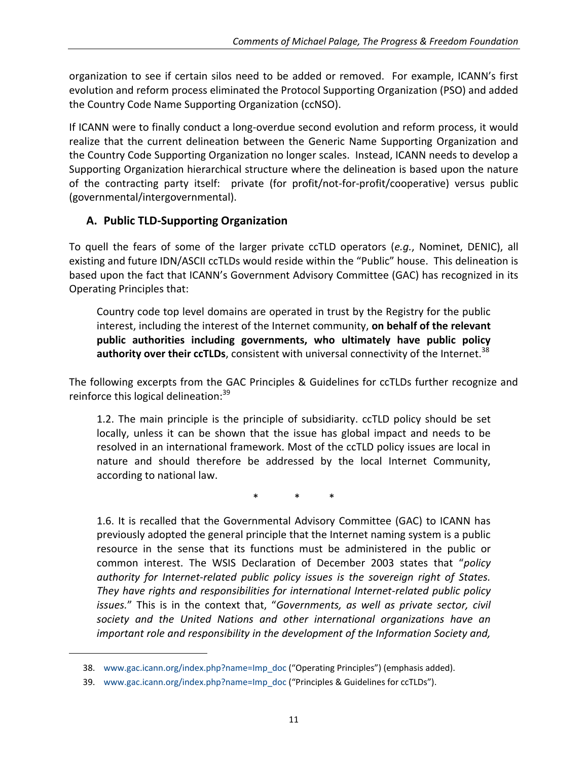organization to see if certain silos need to be added or removed. For example, ICANN's first evolution and reform process eliminated the Protocol Supporting Organization (PSO) and added the Country Code Name Supporting Organization (ccNSO).

If ICANN were to finally conduct a long-overdue second evolution and reform process, it would realize that the current delineation between the Generic Name Supporting Organization and the Country Code Supporting Organization no longer scales. Instead, ICANN needs to develop a Supporting Organization hierarchical structure where the delineation is based upon the nature of the contracting party itself: private (for profit/not-for-profit/cooperative) versus public (governmental/intergovernmental).

### A. Public TLD-Supporting Organization

To quell the fears of some of the larger private ccTLD operators (*e.g.*, Nominet, DENIC), all existing and future IDN/ASCII ccTLDs would reside within the "Public" house. This delineation is based upon the fact that ICANN's Government Advisory Committee (GAC) has recognized in its Operating Principles that:

> Country code top level domains are operated in trust by the Registry for the public interest, including the interest of the Internet community, **on behalf of the relevant public authorities including governments, who ultimately have public policy authority over their ccTLDs**, consistent with universal connectivity of the Internet.[38]

The following excerpts from the GAC Principles & Guidelines for ccTLDs further recognize and reinforce this logical delineation:[39]

> 1.2. The main principle is the principle of subsidiarity. ccTLD policy should be set locally, unless it can be shown that the issue has global impact and needs to be resolved in an international framework. Most of the ccTLD policy issues are local in nature and should therefore be addressed by the local Internet Community, according to national law.
>
> \* \* \*
>
> 1.6. It is recalled that the Governmental Advisory Committee (GAC) to ICANN has previously adopted the general principle that the Internet naming system is a public resource in the sense that its functions must be administered in the public or common interest. The WSIS Declaration of December 2003 states that "*policy authority for Internet-related public policy issues is the sovereign right of States. They have rights and responsibilities for international Internet-related public policy issues.*" This is in the context that, "*Governments, as well as private sector, civil society and the United Nations and other international organizations have an important role and responsibility in the development of the Information Society and,*

---

38. www.gac.icann.org/index.php?name=Imp_doc ("Operating Principles") (emphasis added).

39. www.gac.icann.org/index.php?name=Imp_doc ("Principles & Guidelines for ccTLDs").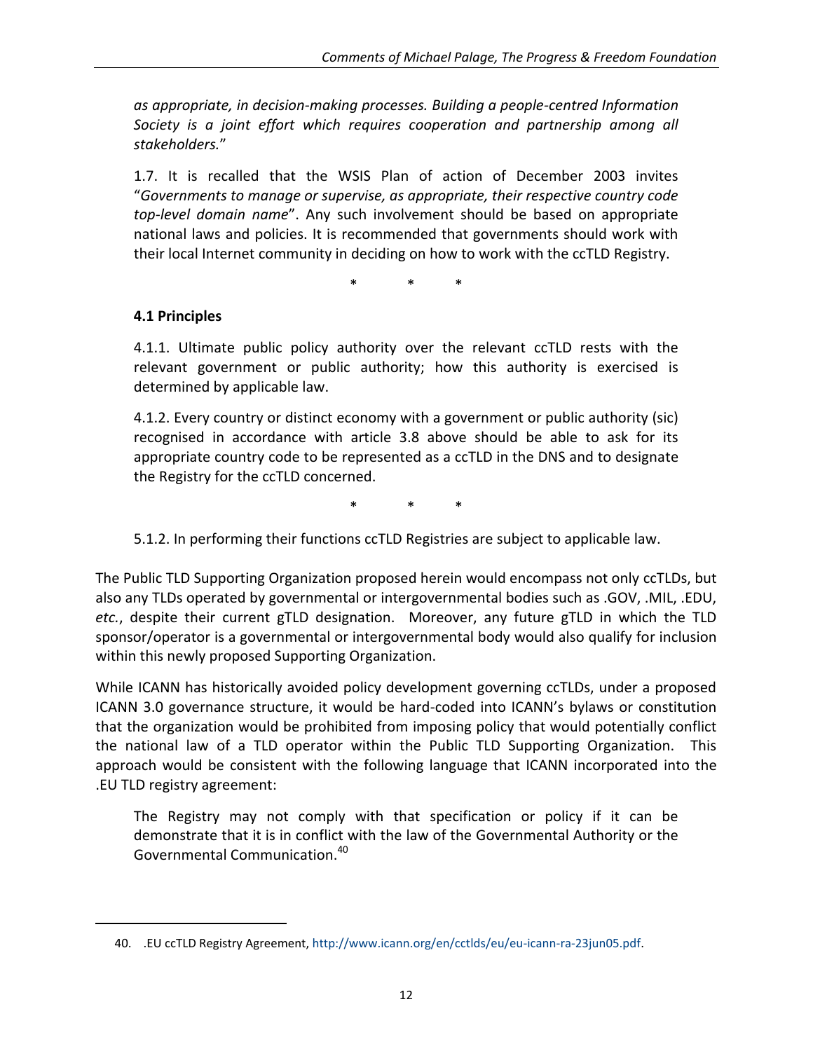> *as appropriate, in decision-making processes. Building a people-centred Information Society is a joint effort which requires cooperation and partnership among all stakeholders.*"
>
> 1.7. It is recalled that the WSIS Plan of action of December 2003 invites "*Governments to manage or supervise, as appropriate, their respective country code top-level domain name*". Any such involvement should be based on appropriate national laws and policies. It is recommended that governments should work with their local Internet community in deciding on how to work with the ccTLD Registry.
>
> \* \* \*
>
> **4.1 Principles**
>
> 4.1.1. Ultimate public policy authority over the relevant ccTLD rests with the relevant government or public authority; how this authority is exercised is determined by applicable law.
>
> 4.1.2. Every country or distinct economy with a government or public authority (sic) recognised in accordance with article 3.8 above should be able to ask for its appropriate country code to be represented as a ccTLD in the DNS and to designate the Registry for the ccTLD concerned.
>
> \* \* \*
>
> 5.1.2. In performing their functions ccTLD Registries are subject to applicable law.

The Public TLD Supporting Organization proposed herein would encompass not only ccTLDs, but also any TLDs operated by governmental or intergovernmental bodies such as .GOV, .MIL, .EDU, *etc.*, despite their current gTLD designation. Moreover, any future gTLD in which the TLD sponsor/operator is a governmental or intergovernmental body would also qualify for inclusion within this newly proposed Supporting Organization.

While ICANN has historically avoided policy development governing ccTLDs, under a proposed ICANN 3.0 governance structure, it would be hard-coded into ICANN's bylaws or constitution that the organization would be prohibited from imposing policy that would potentially conflict the national law of a TLD operator within the Public TLD Supporting Organization. This approach would be consistent with the following language that ICANN incorporated into the .EU TLD registry agreement:

> The Registry may not comply with that specification or policy if it can be demonstrate that it is in conflict with the law of the Governmental Authority or the Governmental Communication.[40]

40. .EU ccTLD Registry Agreement, http://www.icann.org/en/cctlds/eu/eu-icann-ra-23jun05.pdf.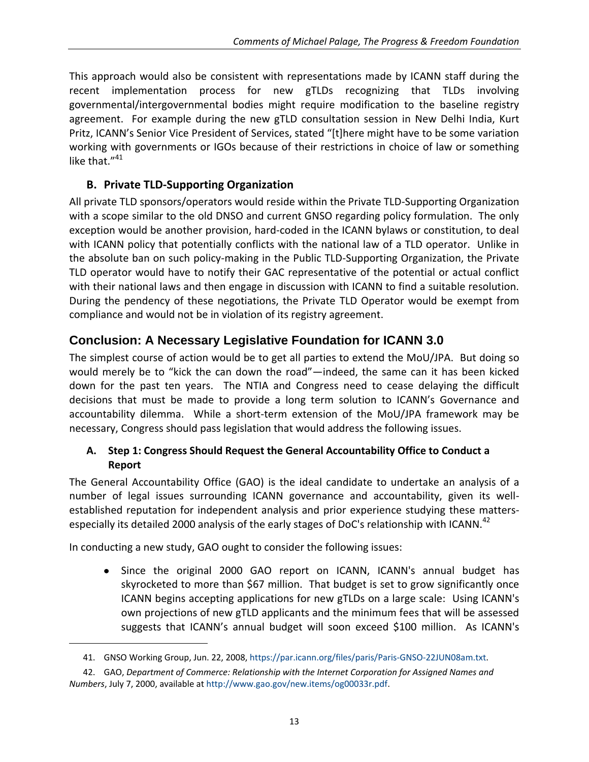This approach would also be consistent with representations made by ICANN staff during the recent implementation process for new gTLDs recognizing that TLDs involving governmental/intergovernmental bodies might require modification to the baseline registry agreement. For example during the new gTLD consultation session in New Delhi India, Kurt Pritz, ICANN's Senior Vice President of Services, stated "[t]here might have to be some variation working with governments or IGOs because of their restrictions in choice of law or something like that."[41]

### B. Private TLD-Supporting Organization

All private TLD sponsors/operators would reside within the Private TLD-Supporting Organization with a scope similar to the old DNSO and current GNSO regarding policy formulation. The only exception would be another provision, hard-coded in the ICANN bylaws or constitution, to deal with ICANN policy that potentially conflicts with the national law of a TLD operator. Unlike in the absolute ban on such policy-making in the Public TLD-Supporting Organization, the Private TLD operator would have to notify their GAC representative of the potential or actual conflict with their national laws and then engage in discussion with ICANN to find a suitable resolution. During the pendency of these negotiations, the Private TLD Operator would be exempt from compliance and would not be in violation of its registry agreement.

## Conclusion: A Necessary Legislative Foundation for ICANN 3.0

The simplest course of action would be to get all parties to extend the MoU/JPA. But doing so would merely be to "kick the can down the road"—indeed, the same can it has been kicked down for the past ten years. The NTIA and Congress need to cease delaying the difficult decisions that must be made to provide a long term solution to ICANN's Governance and accountability dilemma. While a short-term extension of the MoU/JPA framework may be necessary, Congress should pass legislation that would address the following issues.

### A. Step 1: Congress Should Request the General Accountability Office to Conduct a Report

The General Accountability Office (GAO) is the ideal candidate to undertake an analysis of a number of legal issues surrounding ICANN governance and accountability, given its well-established reputation for independent analysis and prior experience studying these matters-especially its detailed 2000 analysis of the early stages of DoC's relationship with ICANN.[42]

In conducting a new study, GAO ought to consider the following issues:

- Since the original 2000 GAO report on ICANN, ICANN's annual budget has skyrocketed to more than $67 million. That budget is set to grow significantly once ICANN begins accepting applications for new gTLDs on a large scale: Using ICANN's own projections of new gTLD applicants and the minimum fees that will be assessed suggests that ICANN's annual budget will soon exceed $100 million. As ICANN's

---

41. GNSO Working Group, Jun. 22, 2008, https://par.icann.org/files/paris/Paris-GNSO-22JUN08am.txt.

42. GAO, *Department of Commerce: Relationship with the Internet Corporation for Assigned Names and Numbers*, July 7, 2000, available at http://www.gao.gov/new.items/og00033r.pdf.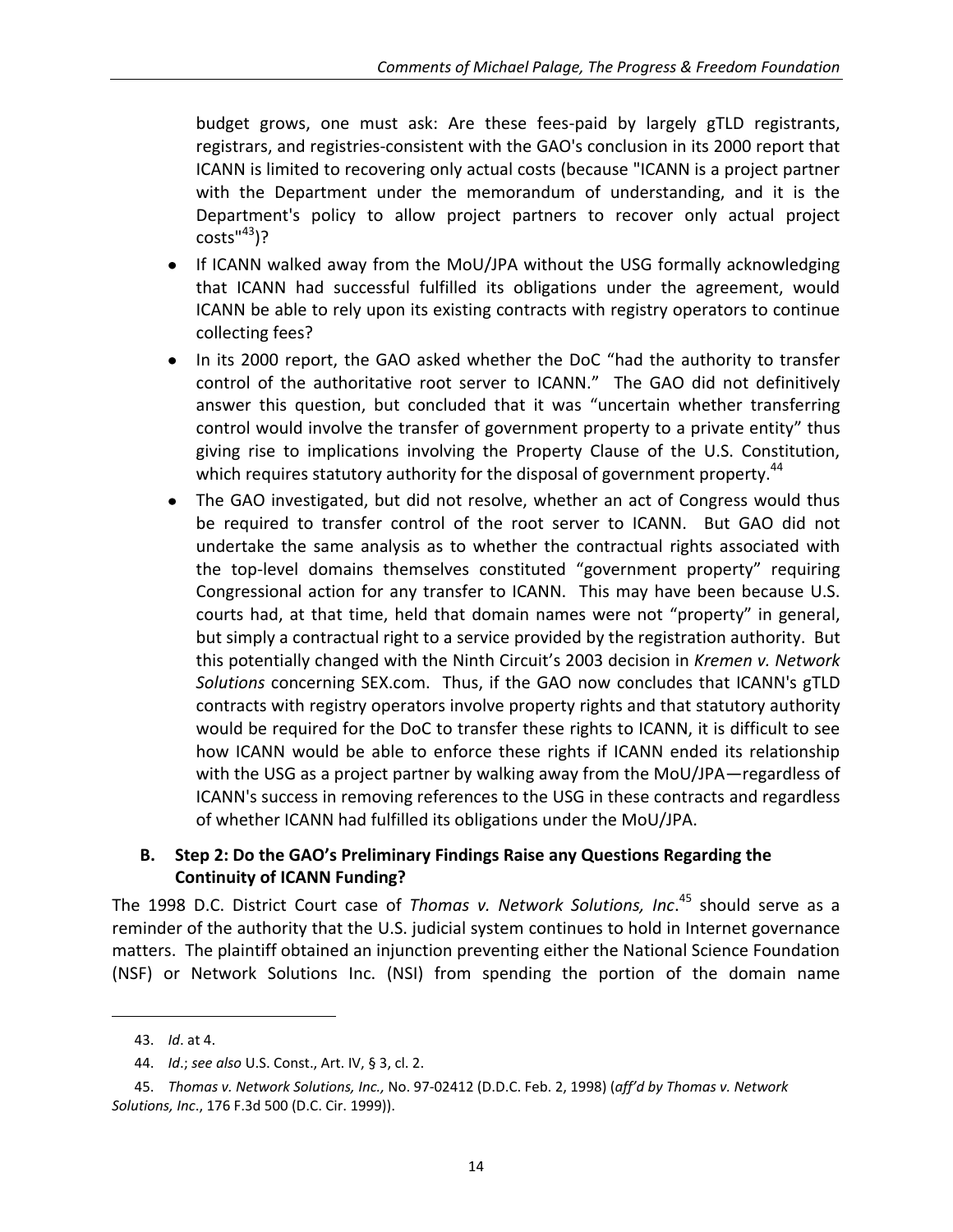budget grows, one must ask: Are these fees-paid by largely gTLD registrants, registrars, and registries-consistent with the GAO's conclusion in its 2000 report that ICANN is limited to recovering only actual costs (because "ICANN is a project partner with the Department under the memorandum of understanding, and it is the Department's policy to allow project partners to recover only actual project costs"[43])?

- If ICANN walked away from the MoU/JPA without the USG formally acknowledging that ICANN had successful fulfilled its obligations under the agreement, would ICANN be able to rely upon its existing contracts with registry operators to continue collecting fees?
- In its 2000 report, the GAO asked whether the DoC "had the authority to transfer control of the authoritative root server to ICANN." The GAO did not definitively answer this question, but concluded that it was "uncertain whether transferring control would involve the transfer of government property to a private entity" thus giving rise to implications involving the Property Clause of the U.S. Constitution, which requires statutory authority for the disposal of government property.[44]
- The GAO investigated, but did not resolve, whether an act of Congress would thus be required to transfer control of the root server to ICANN. But GAO did not undertake the same analysis as to whether the contractual rights associated with the top-level domains themselves constituted "government property" requiring Congressional action for any transfer to ICANN. This may have been because U.S. courts had, at that time, held that domain names were not "property" in general, but simply a contractual right to a service provided by the registration authority. But this potentially changed with the Ninth Circuit's 2003 decision in *Kremen v. Network Solutions* concerning SEX.com. Thus, if the GAO now concludes that ICANN's gTLD contracts with registry operators involve property rights and that statutory authority would be required for the DoC to transfer these rights to ICANN, it is difficult to see how ICANN would be able to enforce these rights if ICANN ended its relationship with the USG as a project partner by walking away from the MoU/JPA—regardless of ICANN's success in removing references to the USG in these contracts and regardless of whether ICANN had fulfilled its obligations under the MoU/JPA.

### B. Step 2: Do the GAO's Preliminary Findings Raise any Questions Regarding the Continuity of ICANN Funding?

The 1998 D.C. District Court case of *Thomas v. Network Solutions, Inc*.[45] should serve as a reminder of the authority that the U.S. judicial system continues to hold in Internet governance matters. The plaintiff obtained an injunction preventing either the National Science Foundation (NSF) or Network Solutions Inc. (NSI) from spending the portion of the domain name

---

43. *Id*. at 4.

44. *Id*.; *see also* U.S. Const., Art. IV, § 3, cl. 2.

45. *Thomas v. Network Solutions, Inc.,* No. 97-02412 (D.D.C. Feb. 2, 1998) (*aff'd by Thomas v. Network Solutions, Inc*., 176 F.3d 500 (D.C. Cir. 1999)).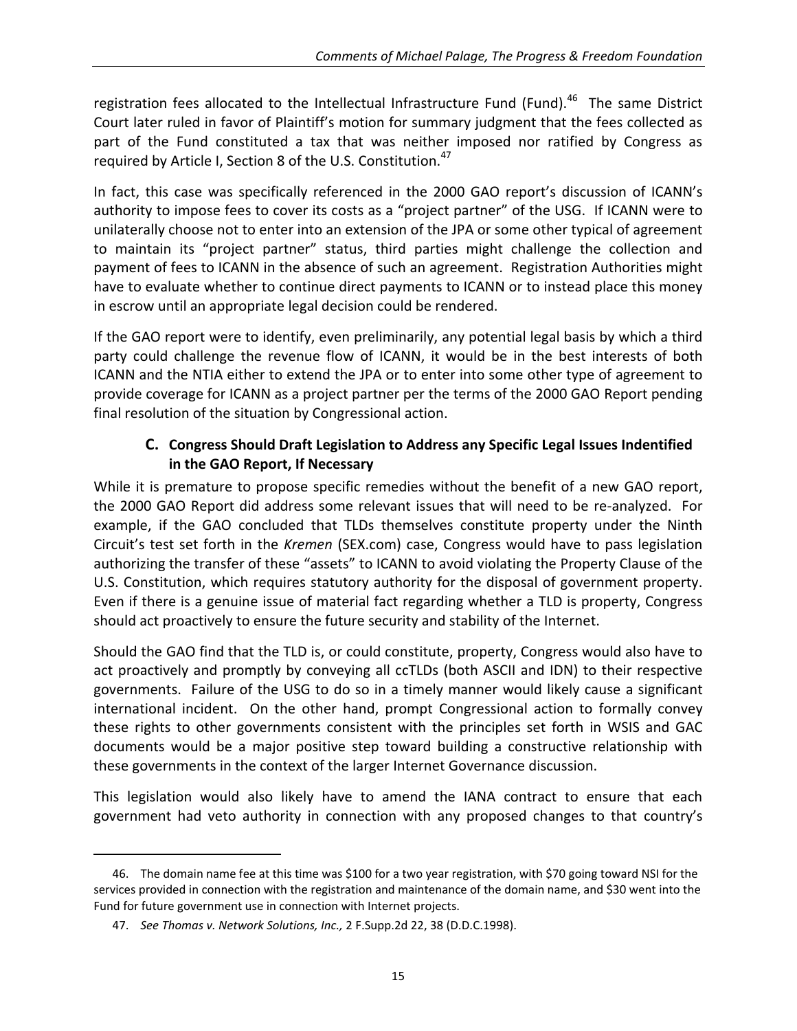registration fees allocated to the Intellectual Infrastructure Fund (Fund).[46] The same District Court later ruled in favor of Plaintiff's motion for summary judgment that the fees collected as part of the Fund constituted a tax that was neither imposed nor ratified by Congress as required by Article I, Section 8 of the U.S. Constitution.[47]

In fact, this case was specifically referenced in the 2000 GAO report's discussion of ICANN's authority to impose fees to cover its costs as a "project partner" of the USG. If ICANN were to unilaterally choose not to enter into an extension of the JPA or some other typical of agreement to maintain its "project partner" status, third parties might challenge the collection and payment of fees to ICANN in the absence of such an agreement. Registration Authorities might have to evaluate whether to continue direct payments to ICANN or to instead place this money in escrow until an appropriate legal decision could be rendered.

If the GAO report were to identify, even preliminarily, any potential legal basis by which a third party could challenge the revenue flow of ICANN, it would be in the best interests of both ICANN and the NTIA either to extend the JPA or to enter into some other type of agreement to provide coverage for ICANN as a project partner per the terms of the 2000 GAO Report pending final resolution of the situation by Congressional action.

### C. Congress Should Draft Legislation to Address any Specific Legal Issues Indentified in the GAO Report, If Necessary

While it is premature to propose specific remedies without the benefit of a new GAO report, the 2000 GAO Report did address some relevant issues that will need to be re-analyzed. For example, if the GAO concluded that TLDs themselves constitute property under the Ninth Circuit's test set forth in the *Kremen* (SEX.com) case, Congress would have to pass legislation authorizing the transfer of these "assets" to ICANN to avoid violating the Property Clause of the U.S. Constitution, which requires statutory authority for the disposal of government property. Even if there is a genuine issue of material fact regarding whether a TLD is property, Congress should act proactively to ensure the future security and stability of the Internet.

Should the GAO find that the TLD is, or could constitute, property, Congress would also have to act proactively and promptly by conveying all ccTLDs (both ASCII and IDN) to their respective governments. Failure of the USG to do so in a timely manner would likely cause a significant international incident. On the other hand, prompt Congressional action to formally convey these rights to other governments consistent with the principles set forth in WSIS and GAC documents would be a major positive step toward building a constructive relationship with these governments in the context of the larger Internet Governance discussion.

This legislation would also likely have to amend the IANA contract to ensure that each government had veto authority in connection with any proposed changes to that country's

---

46. The domain name fee at this time was $100 for a two year registration, with $70 going toward NSI for the services provided in connection with the registration and maintenance of the domain name, and $30 went into the Fund for future government use in connection with Internet projects.

47. *See Thomas v. Network Solutions, Inc.,* 2 F.Supp.2d 22, 38 (D.D.C.1998).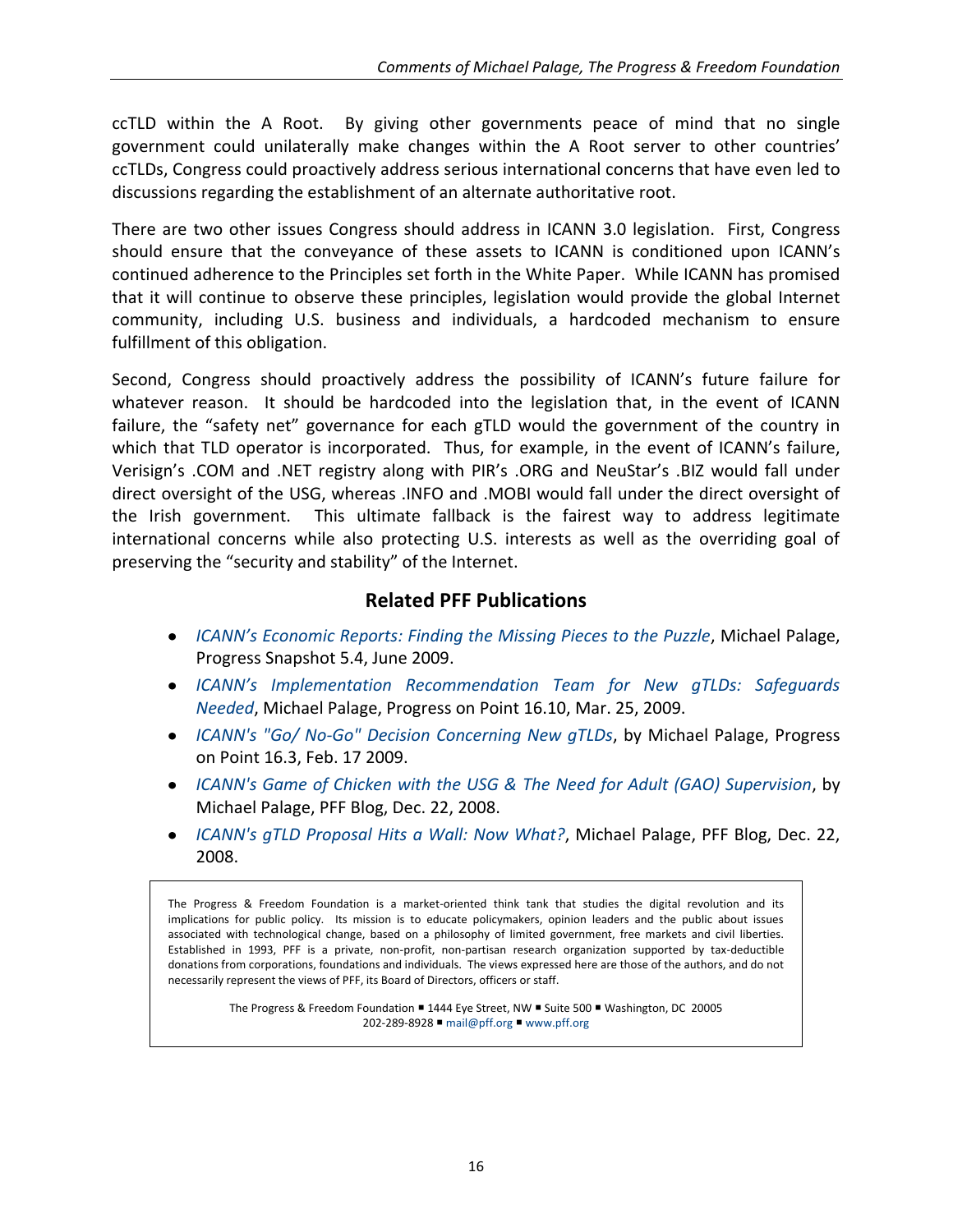ccTLD within the A Root. By giving other governments peace of mind that no single government could unilaterally make changes within the A Root server to other countries' ccTLDs, Congress could proactively address serious international concerns that have even led to discussions regarding the establishment of an alternate authoritative root.

There are two other issues Congress should address in ICANN 3.0 legislation. First, Congress should ensure that the conveyance of these assets to ICANN is conditioned upon ICANN's continued adherence to the Principles set forth in the White Paper. While ICANN has promised that it will continue to observe these principles, legislation would provide the global Internet community, including U.S. business and individuals, a hardcoded mechanism to ensure fulfillment of this obligation.

Second, Congress should proactively address the possibility of ICANN's future failure for whatever reason. It should be hardcoded into the legislation that, in the event of ICANN failure, the "safety net" governance for each gTLD would the government of the country in which that TLD operator is incorporated. Thus, for example, in the event of ICANN's failure, Verisign's .COM and .NET registry along with PIR's .ORG and NeuStar's .BIZ would fall under direct oversight of the USG, whereas .INFO and .MOBI would fall under the direct oversight of the Irish government. This ultimate fallback is the fairest way to address legitimate international concerns while also protecting U.S. interests as well as the overriding goal of preserving the "security and stability" of the Internet.

## Related PFF Publications

- *ICANN's Economic Reports: Finding the Missing Pieces to the Puzzle*, Michael Palage, Progress Snapshot 5.4, June 2009.
- *ICANN's Implementation Recommendation Team for New gTLDs: Safeguards Needed*, Michael Palage, Progress on Point 16.10, Mar. 25, 2009.
- *ICANN's "Go/ No-Go" Decision Concerning New gTLDs*, by Michael Palage, Progress on Point 16.3, Feb. 17 2009.
- *ICANN's Game of Chicken with the USG & The Need for Adult (GAO) Supervision*, by Michael Palage, PFF Blog, Dec. 22, 2008.
- *ICANN's gTLD Proposal Hits a Wall: Now What?*, Michael Palage, PFF Blog, Dec. 22, 2008.

The Progress & Freedom Foundation is a market-oriented think tank that studies the digital revolution and its implications for public policy. Its mission is to educate policymakers, opinion leaders and the public about issues associated with technological change, based on a philosophy of limited government, free markets and civil liberties. Established in 1993, PFF is a private, non-profit, non-partisan research organization supported by tax-deductible donations from corporations, foundations and individuals. The views expressed here are those of the authors, and do not necessarily represent the views of PFF, its Board of Directors, officers or staff.

The Progress & Freedom Foundation ■ 1444 Eye Street, NW ■ Suite 500 ■ Washington, DC 20005
202-289-8928 ■ mail@pff.org ■ www.pff.org